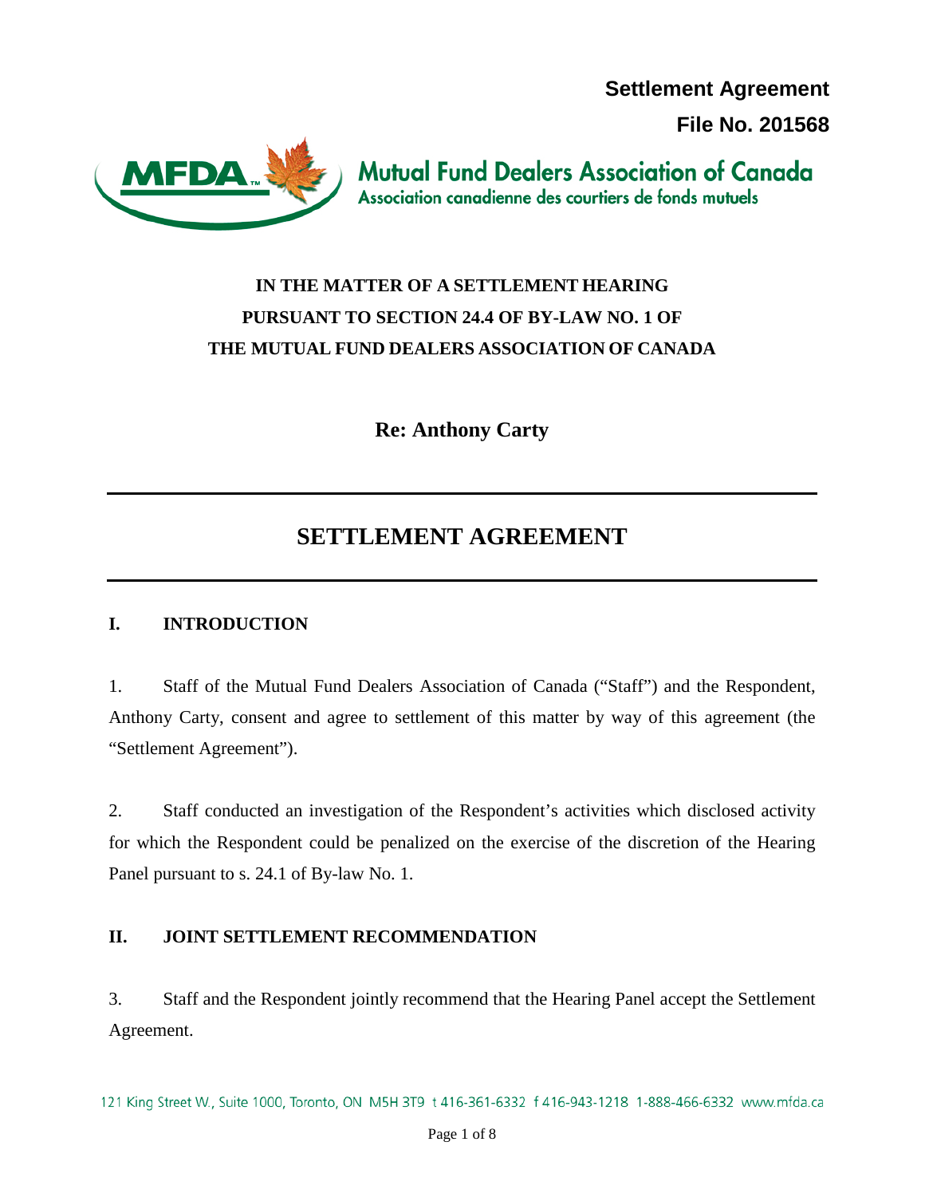**Settlement Agreement**

**File No. 201568**

Mutual Fund Dealers Association of Canada
Association canadienne des courtiers de fonds mutuels

**IN THE MATTER OF A SETTLEMENT HEARING PURSUANT TO SECTION 24.4 OF BY-LAW NO. 1 OF THE MUTUAL FUND DEALERS ASSOCIATION OF CANADA**

**Re: Anthony Carty**

---

# SETTLEMENT AGREEMENT

---

## I. INTRODUCTION

1. Staff of the Mutual Fund Dealers Association of Canada ("Staff") and the Respondent, Anthony Carty, consent and agree to settlement of this matter by way of this agreement (the "Settlement Agreement").

2. Staff conducted an investigation of the Respondent's activities which disclosed activity for which the Respondent could be penalized on the exercise of the discretion of the Hearing Panel pursuant to s. 24.1 of By-law No. 1.

## II. JOINT SETTLEMENT RECOMMENDATION

3. Staff and the Respondent jointly recommend that the Hearing Panel accept the Settlement Agreement.

121 King Street W., Suite 1000, Toronto, ON M5H 3T9 t 416-361-6332 f 416-943-1218 1-888-466-6332 www.mfda.ca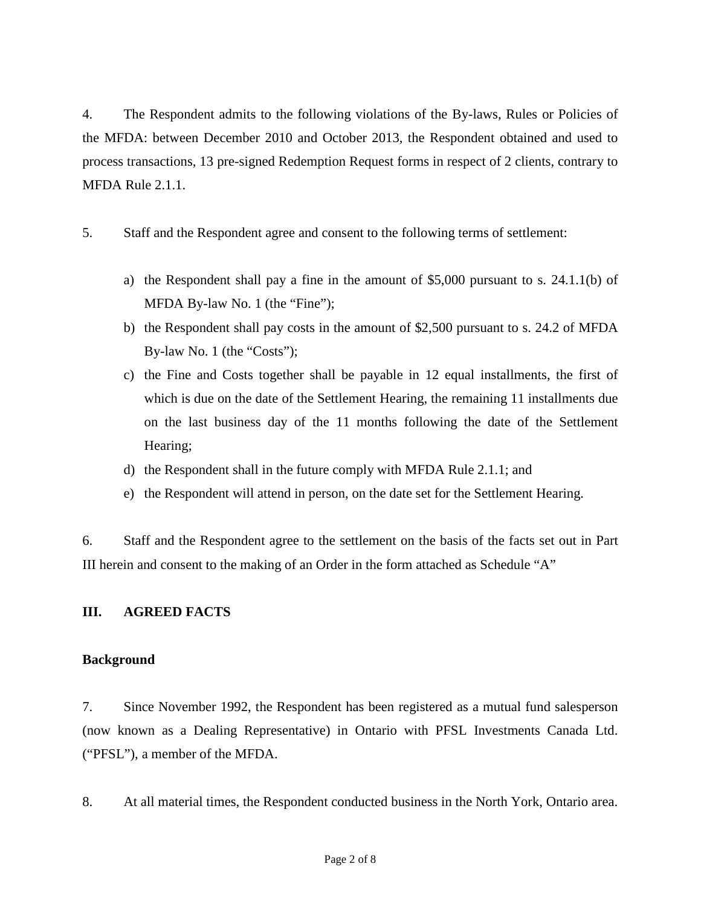4. The Respondent admits to the following violations of the By-laws, Rules or Policies of the MFDA: between December 2010 and October 2013, the Respondent obtained and used to process transactions, 13 pre-signed Redemption Request forms in respect of 2 clients, contrary to MFDA Rule 2.1.1.

5. Staff and the Respondent agree and consent to the following terms of settlement:

a) the Respondent shall pay a fine in the amount of $5,000 pursuant to s. 24.1.1(b) of MFDA By-law No. 1 (the "Fine");
b) the Respondent shall pay costs in the amount of $2,500 pursuant to s. 24.2 of MFDA By-law No. 1 (the "Costs");
c) the Fine and Costs together shall be payable in 12 equal installments, the first of which is due on the date of the Settlement Hearing, the remaining 11 installments due on the last business day of the 11 months following the date of the Settlement Hearing;
d) the Respondent shall in the future comply with MFDA Rule 2.1.1; and
e) the Respondent will attend in person, on the date set for the Settlement Hearing.

6. Staff and the Respondent agree to the settlement on the basis of the facts set out in Part III herein and consent to the making of an Order in the form attached as Schedule "A"

## III. AGREED FACTS

### Background

7. Since November 1992, the Respondent has been registered as a mutual fund salesperson (now known as a Dealing Representative) in Ontario with PFSL Investments Canada Ltd. ("PFSL"), a member of the MFDA.

8. At all material times, the Respondent conducted business in the North York, Ontario area.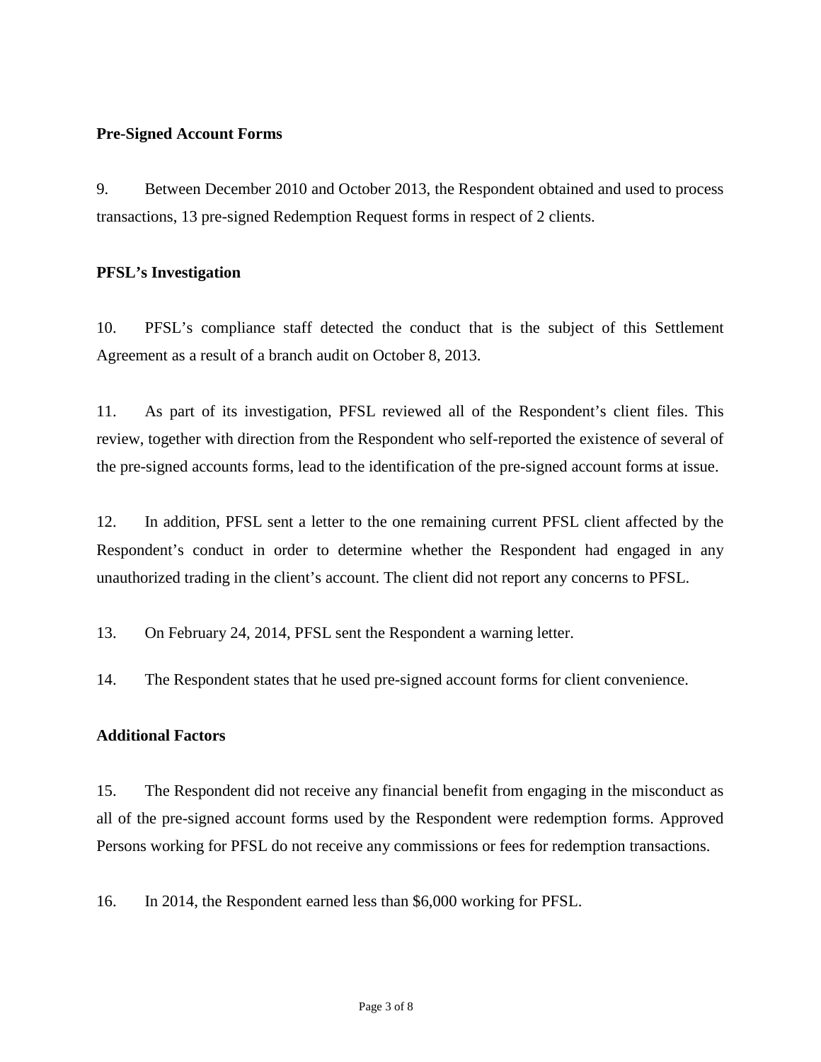**Pre-Signed Account Forms**

9. Between December 2010 and October 2013, the Respondent obtained and used to process transactions, 13 pre-signed Redemption Request forms in respect of 2 clients.

**PFSL's Investigation**

10. PFSL's compliance staff detected the conduct that is the subject of this Settlement Agreement as a result of a branch audit on October 8, 2013.

11. As part of its investigation, PFSL reviewed all of the Respondent's client files. This review, together with direction from the Respondent who self-reported the existence of several of the pre-signed accounts forms, lead to the identification of the pre-signed account forms at issue.

12. In addition, PFSL sent a letter to the one remaining current PFSL client affected by the Respondent's conduct in order to determine whether the Respondent had engaged in any unauthorized trading in the client's account. The client did not report any concerns to PFSL.

13. On February 24, 2014, PFSL sent the Respondent a warning letter.

14. The Respondent states that he used pre-signed account forms for client convenience.

**Additional Factors**

15. The Respondent did not receive any financial benefit from engaging in the misconduct as all of the pre-signed account forms used by the Respondent were redemption forms. Approved Persons working for PFSL do not receive any commissions or fees for redemption transactions.

16. In 2014, the Respondent earned less than $6,000 working for PFSL.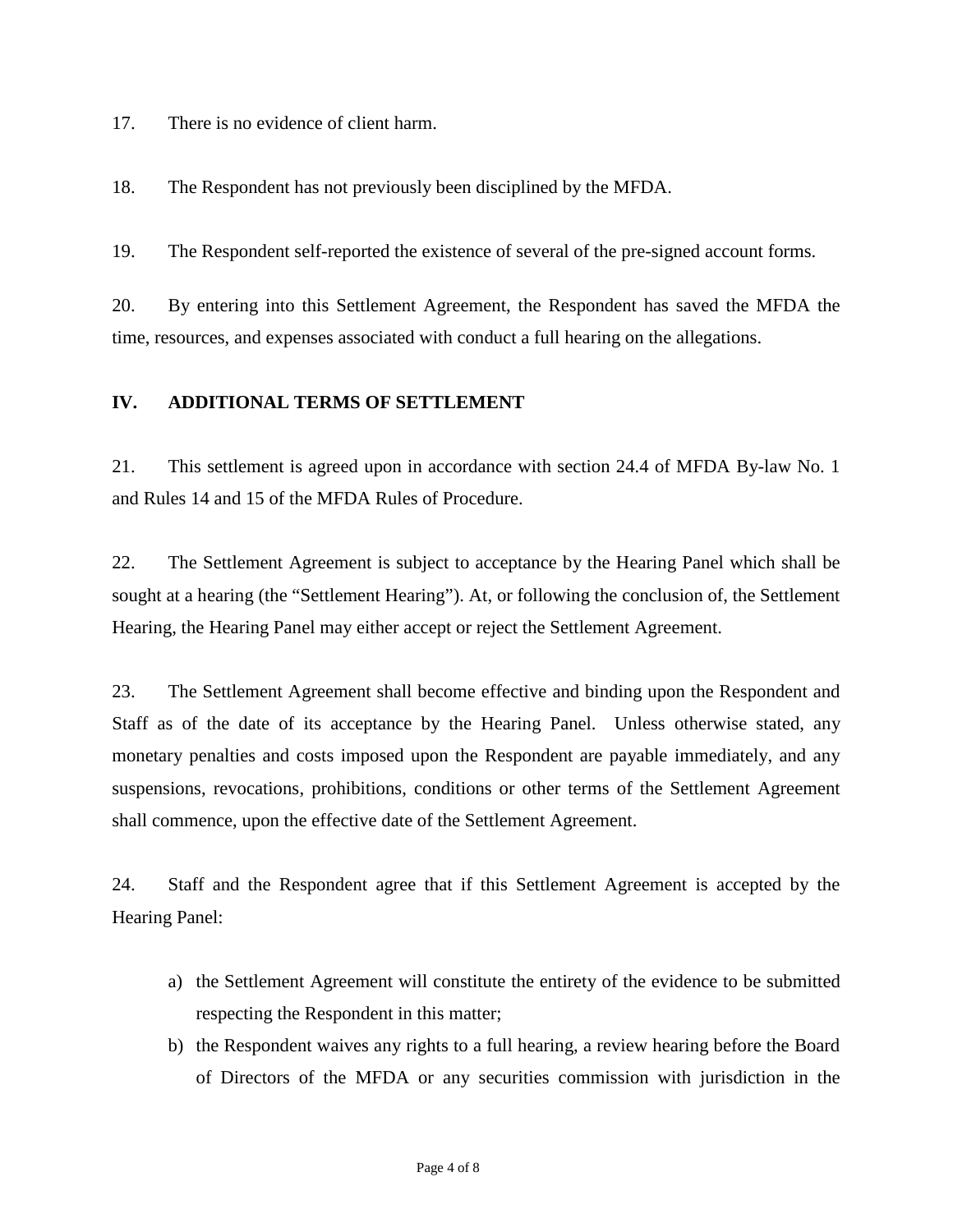17. There is no evidence of client harm.

18. The Respondent has not previously been disciplined by the MFDA.

19. The Respondent self-reported the existence of several of the pre-signed account forms.

20. By entering into this Settlement Agreement, the Respondent has saved the MFDA the time, resources, and expenses associated with conduct a full hearing on the allegations.

## IV. ADDITIONAL TERMS OF SETTLEMENT

21. This settlement is agreed upon in accordance with section 24.4 of MFDA By-law No. 1 and Rules 14 and 15 of the MFDA Rules of Procedure.

22. The Settlement Agreement is subject to acceptance by the Hearing Panel which shall be sought at a hearing (the "Settlement Hearing"). At, or following the conclusion of, the Settlement Hearing, the Hearing Panel may either accept or reject the Settlement Agreement.

23. The Settlement Agreement shall become effective and binding upon the Respondent and Staff as of the date of its acceptance by the Hearing Panel. Unless otherwise stated, any monetary penalties and costs imposed upon the Respondent are payable immediately, and any suspensions, revocations, prohibitions, conditions or other terms of the Settlement Agreement shall commence, upon the effective date of the Settlement Agreement.

24. Staff and the Respondent agree that if this Settlement Agreement is accepted by the Hearing Panel:

a) the Settlement Agreement will constitute the entirety of the evidence to be submitted respecting the Respondent in this matter;
b) the Respondent waives any rights to a full hearing, a review hearing before the Board of Directors of the MFDA or any securities commission with jurisdiction in the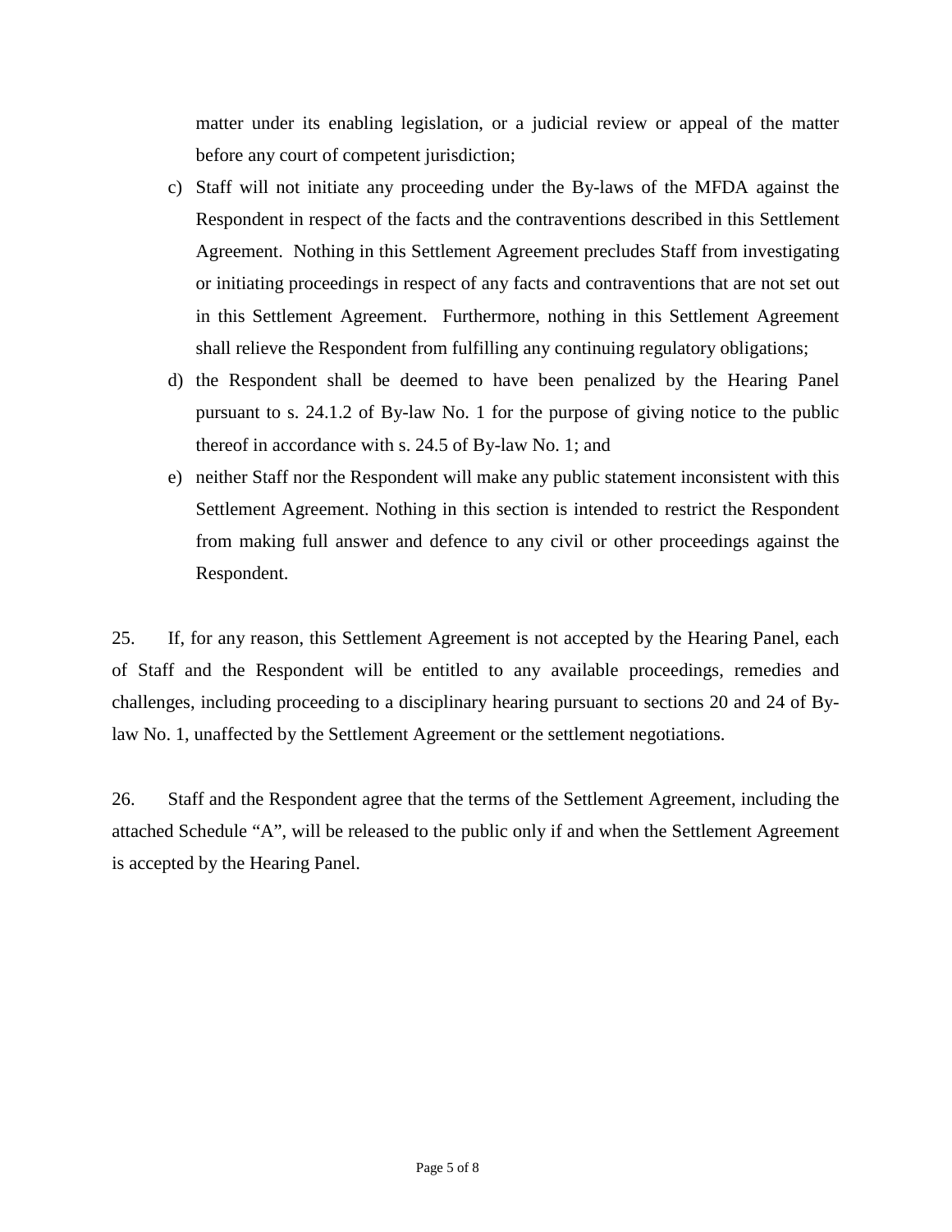matter under its enabling legislation, or a judicial review or appeal of the matter before any court of competent jurisdiction;

c) Staff will not initiate any proceeding under the By-laws of the MFDA against the Respondent in respect of the facts and the contraventions described in this Settlement Agreement. Nothing in this Settlement Agreement precludes Staff from investigating or initiating proceedings in respect of any facts and contraventions that are not set out in this Settlement Agreement. Furthermore, nothing in this Settlement Agreement shall relieve the Respondent from fulfilling any continuing regulatory obligations;

d) the Respondent shall be deemed to have been penalized by the Hearing Panel pursuant to s. 24.1.2 of By-law No. 1 for the purpose of giving notice to the public thereof in accordance with s. 24.5 of By-law No. 1; and

e) neither Staff nor the Respondent will make any public statement inconsistent with this Settlement Agreement. Nothing in this section is intended to restrict the Respondent from making full answer and defence to any civil or other proceedings against the Respondent.

25. If, for any reason, this Settlement Agreement is not accepted by the Hearing Panel, each of Staff and the Respondent will be entitled to any available proceedings, remedies and challenges, including proceeding to a disciplinary hearing pursuant to sections 20 and 24 of By-law No. 1, unaffected by the Settlement Agreement or the settlement negotiations.

26. Staff and the Respondent agree that the terms of the Settlement Agreement, including the attached Schedule "A", will be released to the public only if and when the Settlement Agreement is accepted by the Hearing Panel.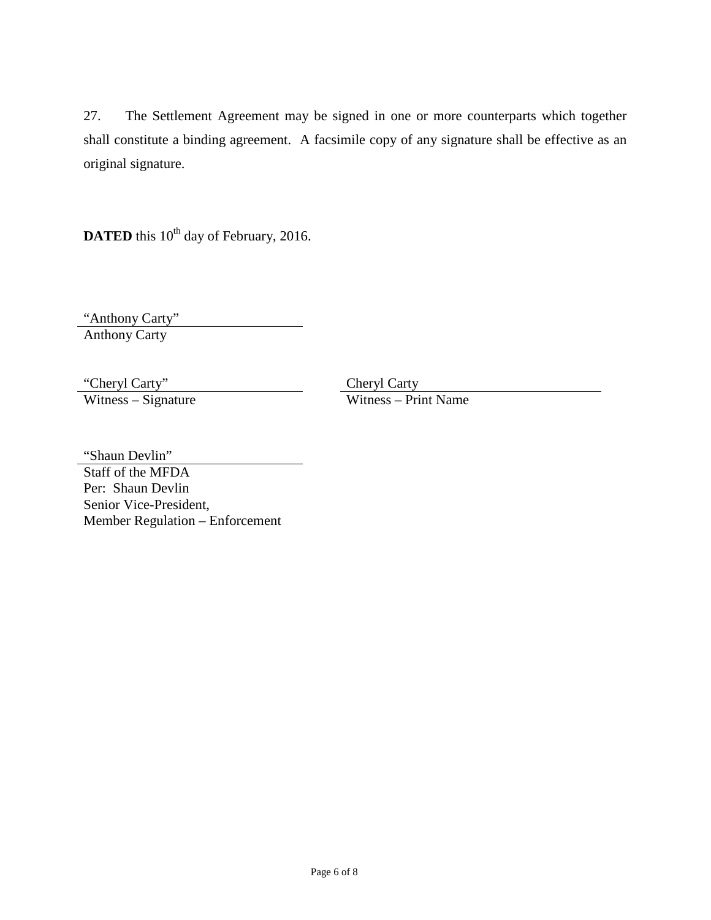27. The Settlement Agreement may be signed in one or more counterparts which together shall constitute a binding agreement. A facsimile copy of any signature shall be effective as an original signature.

**DATED** this 10th day of February, 2016.

"Anthony Carty"
Anthony Carty

| "Cheryl Carty" | Cheryl Carty |
|---|---|
| Witness – Signature | Witness – Print Name |

"Shaun Devlin"
Staff of the MFDA
Per: Shaun Devlin
Senior Vice-President,
Member Regulation – Enforcement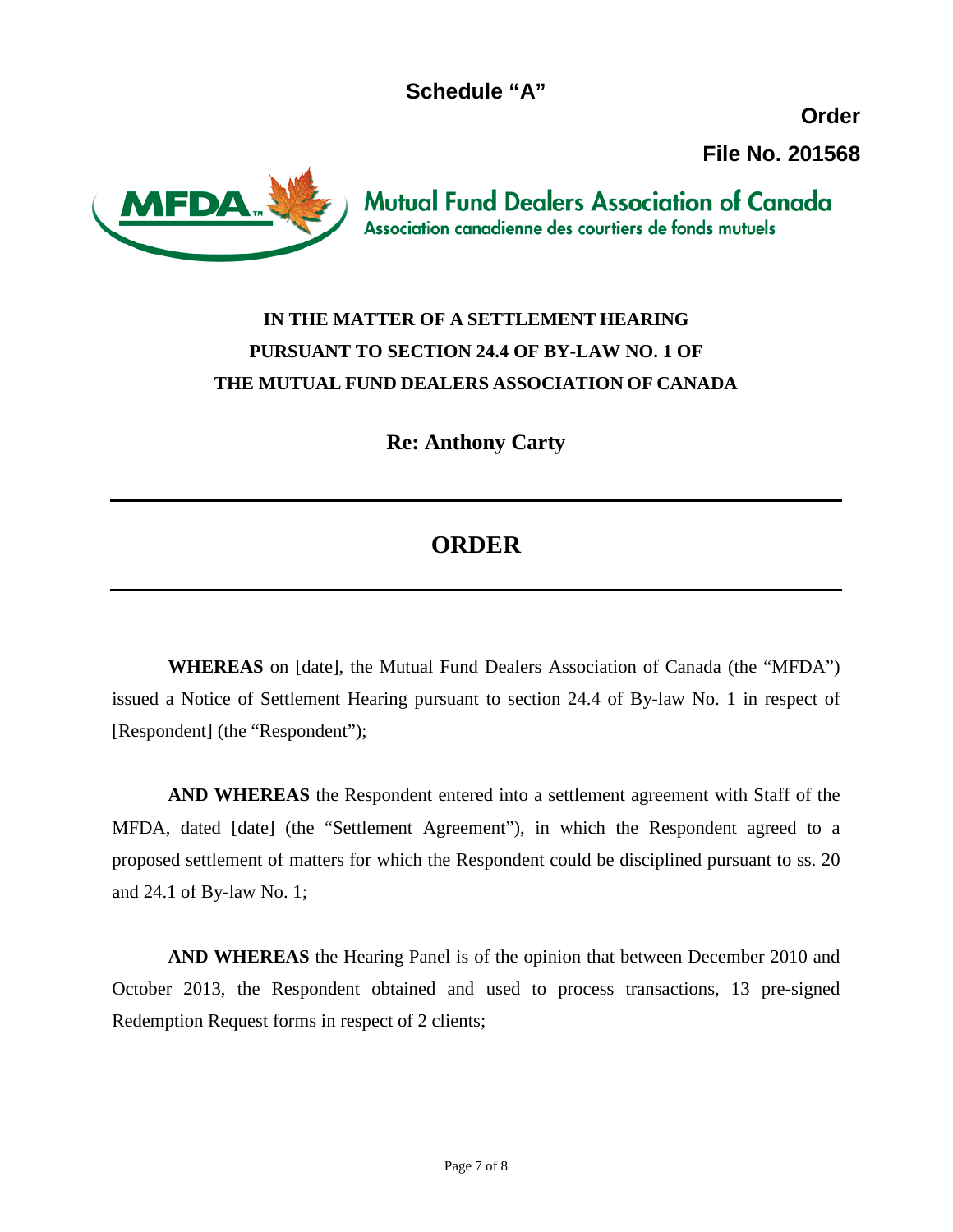**Schedule "A"**

**Order**

**File No. 201568**

**Mutual Fund Dealers Association of Canada**
Association canadienne des courtiers de fonds mutuels

**IN THE MATTER OF A SETTLEMENT HEARING PURSUANT TO SECTION 24.4 OF BY-LAW NO. 1 OF THE MUTUAL FUND DEALERS ASSOCIATION OF CANADA**

**Re: Anthony Carty**

---

# ORDER

---

**WHEREAS** on [date], the Mutual Fund Dealers Association of Canada (the "MFDA") issued a Notice of Settlement Hearing pursuant to section 24.4 of By-law No. 1 in respect of [Respondent] (the "Respondent");

**AND WHEREAS** the Respondent entered into a settlement agreement with Staff of the MFDA, dated [date] (the "Settlement Agreement"), in which the Respondent agreed to a proposed settlement of matters for which the Respondent could be disciplined pursuant to ss. 20 and 24.1 of By-law No. 1;

**AND WHEREAS** the Hearing Panel is of the opinion that between December 2010 and October 2013, the Respondent obtained and used to process transactions, 13 pre-signed Redemption Request forms in respect of 2 clients;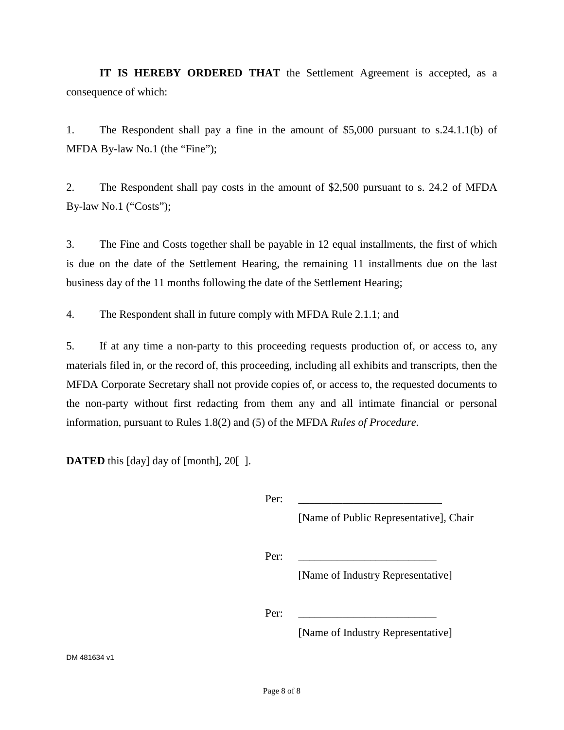**IT IS HEREBY ORDERED THAT** the Settlement Agreement is accepted, as a consequence of which:

1. The Respondent shall pay a fine in the amount of $5,000 pursuant to s.24.1.1(b) of MFDA By-law No.1 (the "Fine");

2. The Respondent shall pay costs in the amount of $2,500 pursuant to s. 24.2 of MFDA By-law No.1 ("Costs");

3. The Fine and Costs together shall be payable in 12 equal installments, the first of which is due on the date of the Settlement Hearing, the remaining 11 installments due on the last business day of the 11 months following the date of the Settlement Hearing;

4. The Respondent shall in future comply with MFDA Rule 2.1.1; and

5. If at any time a non-party to this proceeding requests production of, or access to, any materials filed in, or the record of, this proceeding, including all exhibits and transcripts, then the MFDA Corporate Secretary shall not provide copies of, or access to, the requested documents to the non-party without first redacting from them any and all intimate financial or personal information, pursuant to Rules 1.8(2) and (5) of the MFDA *Rules of Procedure*.

**DATED** this [day] day of [month], 20[ ].

Per: ___________________________
[Name of Public Representative], Chair

Per: ___________________________
[Name of Industry Representative]

Per: ___________________________
[Name of Industry Representative]

DM 481634 v1